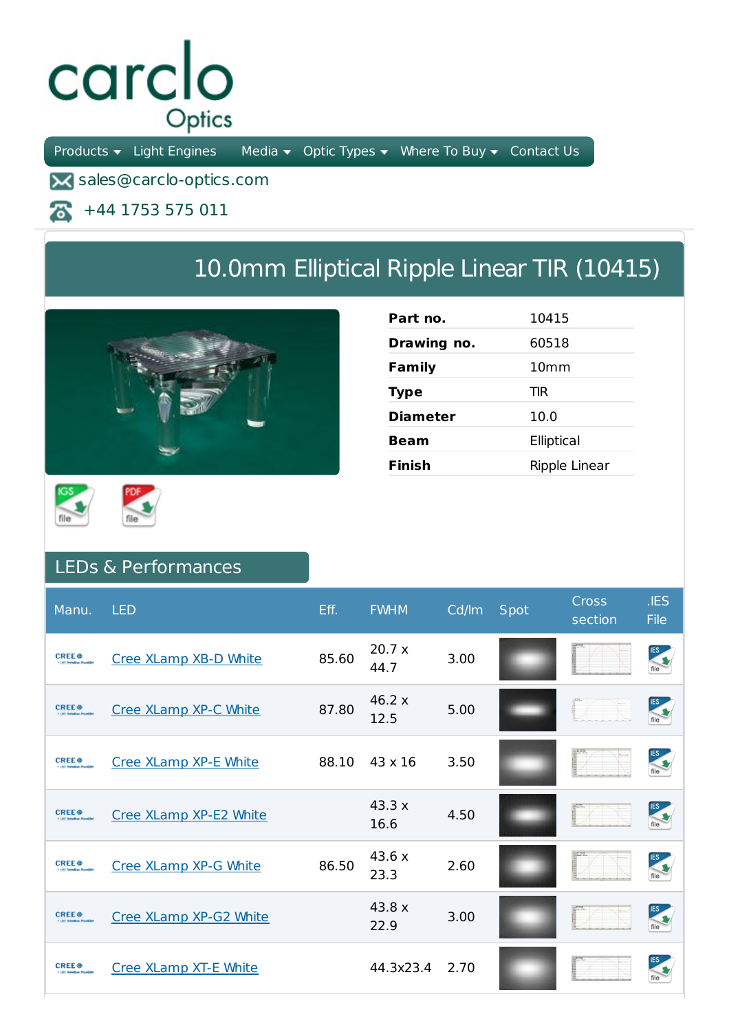carclo Optics

Products ▾ Light Engines Media ▾ Optic Types ▾ Where To Buy ▾ Contact Us

sales@carclo-optics.com

+44 1753 575 011

# 10.0mm Elliptical Ripple Linear TIR (10415)

| | |
|---|---|
| **Part no.** | 10415 |
| **Drawing no.** | 60518 |
| **Family** | 10mm |
| **Type** | TIR |
| **Diameter** | 10.0 |
| **Beam** | Elliptical |
| **Finish** | Ripple Linear |

IGS file · PDF file

## LEDs & Performances

| Manu. | LED | Eff. | FWHM | Cd/lm | Spot | Cross section | .IES File |
|---|---|---|---|---|---|---|---|
| CREE | Cree XLamp XB-D White | 85.60 | 20.7 x 44.7 | 3.00 | | | |
| CREE | Cree XLamp XP-C White | 87.80 | 46.2 x 12.5 | 5.00 | | | |
| CREE | Cree XLamp XP-E White | 88.10 | 43 x 16 | 3.50 | | | |
| CREE | Cree XLamp XP-E2 White | | 43.3 x 16.6 | 4.50 | | | |
| CREE | Cree XLamp XP-G White | 86.50 | 43.6 x 23.3 | 2.60 | | | |
| CREE | Cree XLamp XP-G2 White | | 43.8 x 22.9 | 3.00 | | | |
| CREE | Cree XLamp XT-E White | | 44.3x23.4 | 2.70 | | | |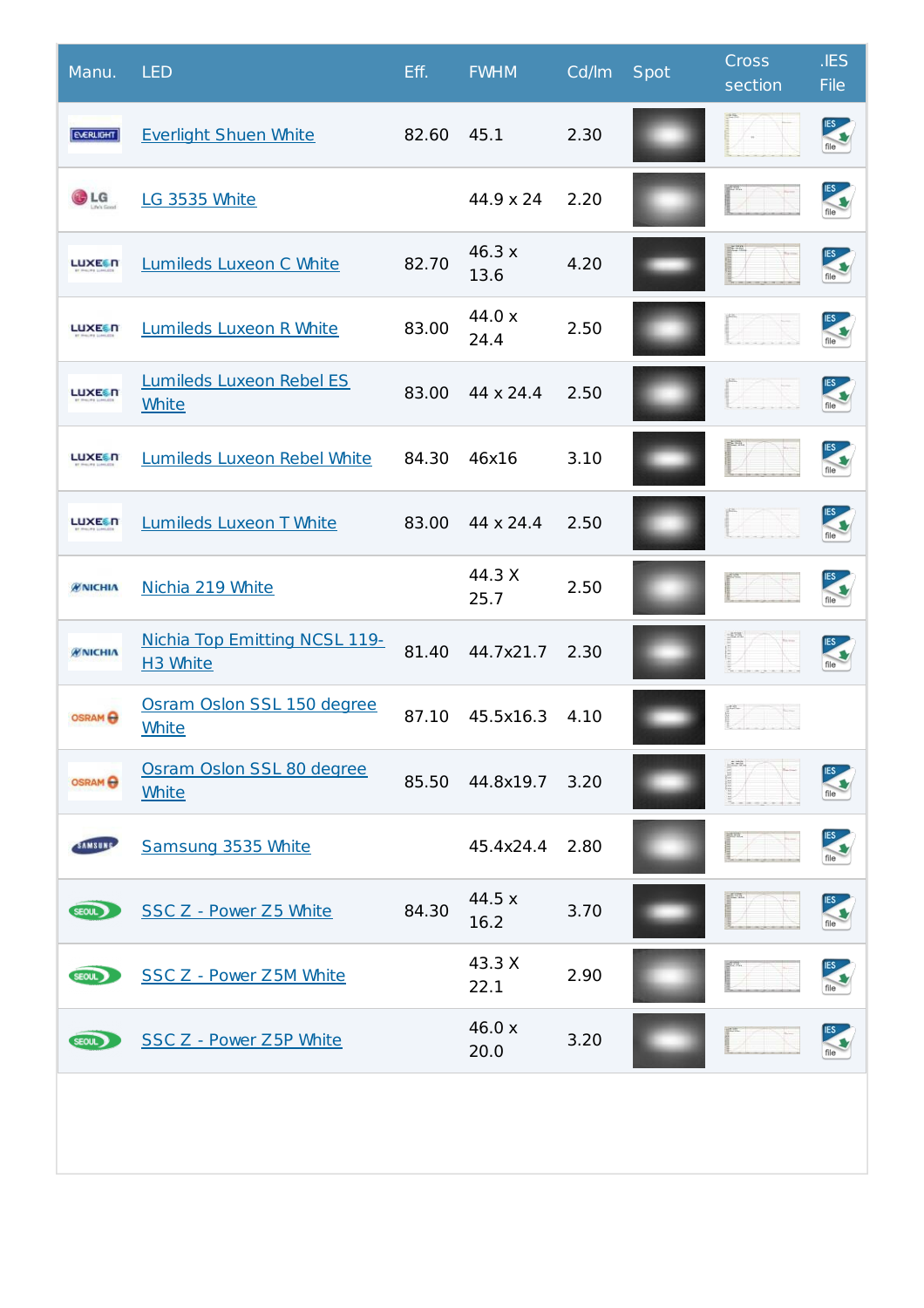| Manu. | LED | Eff. | FWHM | Cd/lm | Spot | Cross section | .IES File |
|---|---|---|---|---|---|---|---|
| EVERLIGHT | Everlight Shuen White | 82.60 | 45.1 | 2.30 | | | |
| LG | LG 3535 White | | 44.9 x 24 | 2.20 | | | |
| LUXEON | Lumileds Luxeon C White | 82.70 | 46.3 x 13.6 | 4.20 | | | |
| LUXEON | Lumileds Luxeon R White | 83.00 | 44.0 x 24.4 | 2.50 | | | |
| LUXEON | Lumileds Luxeon Rebel ES White | 83.00 | 44 x 24.4 | 2.50 | | | |
| LUXEON | Lumileds Luxeon Rebel White | 84.30 | 46x16 | 3.10 | | | |
| LUXEON | Lumileds Luxeon T White | 83.00 | 44 x 24.4 | 2.50 | | | |
| NICHIA | Nichia 219 White | | 44.3 X 25.7 | 2.50 | | | |
| NICHIA | Nichia Top Emitting NCSL 119-H3 White | 81.40 | 44.7x21.7 | 2.30 | | | |
| OSRAM | Osram Oslon SSL 150 degree White | 87.10 | 45.5x16.3 | 4.10 | | | |
| OSRAM | Osram Oslon SSL 80 degree White | 85.50 | 44.8x19.7 | 3.20 | | | |
| SAMSUNG | Samsung 3535 White | | 45.4x24.4 | 2.80 | | | |
| SEOUL | SSC Z - Power Z5 White | 84.30 | 44.5 x 16.2 | 3.70 | | | |
| SEOUL | SSC Z - Power Z5M White | | 43.3 X 22.1 | 2.90 | | | |
| SEOUL | SSC Z - Power Z5P White | | 46.0 x 20.0 | 3.20 | | | |